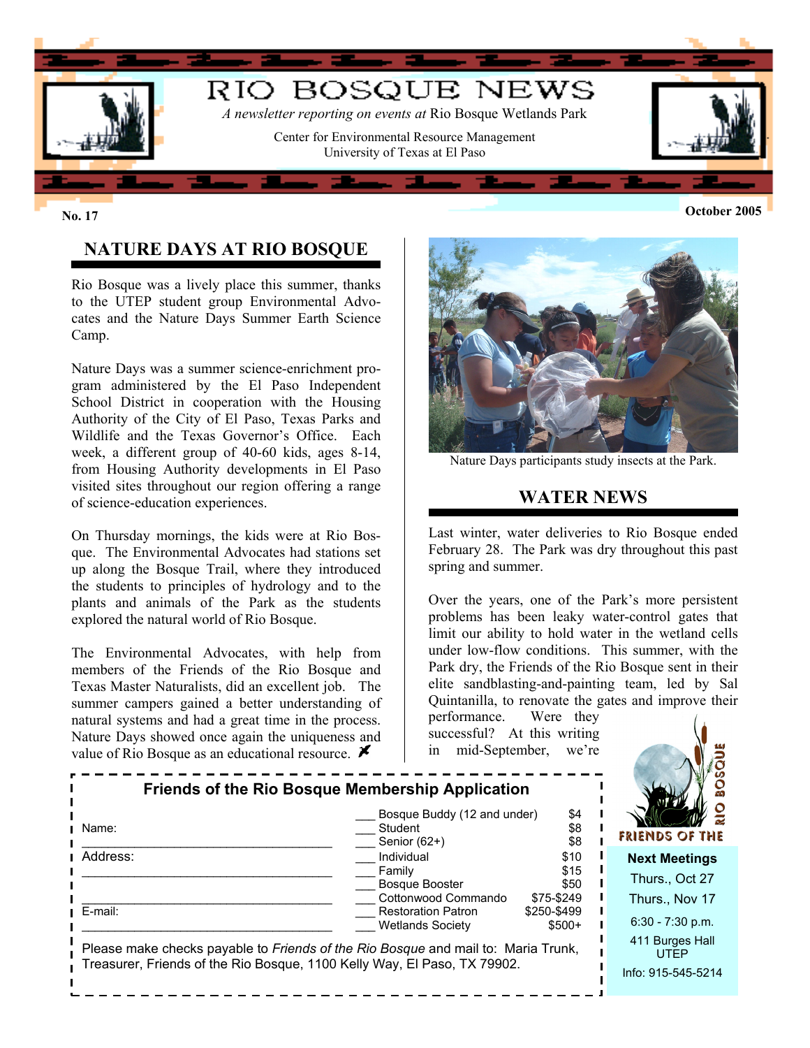# RIO BOSQUE NEWS

*A newsletter reporting on events at* Rio Bosque Wetlands Park

Center for Environmental Resource Management
University of Texas at El Paso

**No. 17** **October 2005**

## NATURE DAYS AT RIO BOSQUE

Rio Bosque was a lively place this summer, thanks to the UTEP student group Environmental Advocates and the Nature Days Summer Earth Science Camp.

Nature Days was a summer science-enrichment program administered by the El Paso Independent School District in cooperation with the Housing Authority of the City of El Paso, Texas Parks and Wildlife and the Texas Governor's Office. Each week, a different group of 40-60 kids, ages 8-14, from Housing Authority developments in El Paso visited sites throughout our region offering a range of science-education experiences.

On Thursday mornings, the kids were at Rio Bosque. The Environmental Advocates had stations set up along the Bosque Trail, where they introduced the students to principles of hydrology and to the plants and animals of the Park as the students explored the natural world of Rio Bosque.

The Environmental Advocates, with help from members of the Friends of the Rio Bosque and Texas Master Naturalists, did an excellent job. The summer campers gained a better understanding of natural systems and had a great time in the process. Nature Days showed once again the uniqueness and value of Rio Bosque as an educational resource.

Nature Days participants study insects at the Park.

## WATER NEWS

Last winter, water deliveries to Rio Bosque ended February 28. The Park was dry throughout this past spring and summer.

Over the years, one of the Park's more persistent problems has been leaky water-control gates that limit our ability to hold water in the wetland cells under low-flow conditions. This summer, with the Park dry, the Friends of the Rio Bosque sent in their elite sandblasting-and-painting team, led by Sal Quintanilla, to renovate the gates and improve their performance. Were they successful? At this writing in mid-September, we're

### Friends of the Rio Bosque Membership Application

Name: ____________________

Address: ____________________

____________________

E-mail: ____________________

| | Membership | Amount |
|---|---|---|
| ___ | Bosque Buddy (12 and under) | $4 |
| ___ | Student | $8 |
| ___ | Senior (62+) | $8 |
| ___ | Individual | $10 |
| ___ | Family | $15 |
| ___ | Bosque Booster | $50 |
| ___ | Cottonwood Commando | $75-$249 |
| ___ | Restoration Patron | $250-$499 |
| ___ | Wetlands Society | $500+ |

Please make checks payable to *Friends of the Rio Bosque* and mail to: Maria Trunk, Treasurer, Friends of the Rio Bosque, 1100 Kelly Way, El Paso, TX 79902.

FRIENDS OF THE RIO BOSQUE

**Next Meetings**

Thurs., Oct 27

Thurs., Nov 17

6:30 - 7:30 p.m.

411 Burges Hall
UTEP

Info: 915-545-5214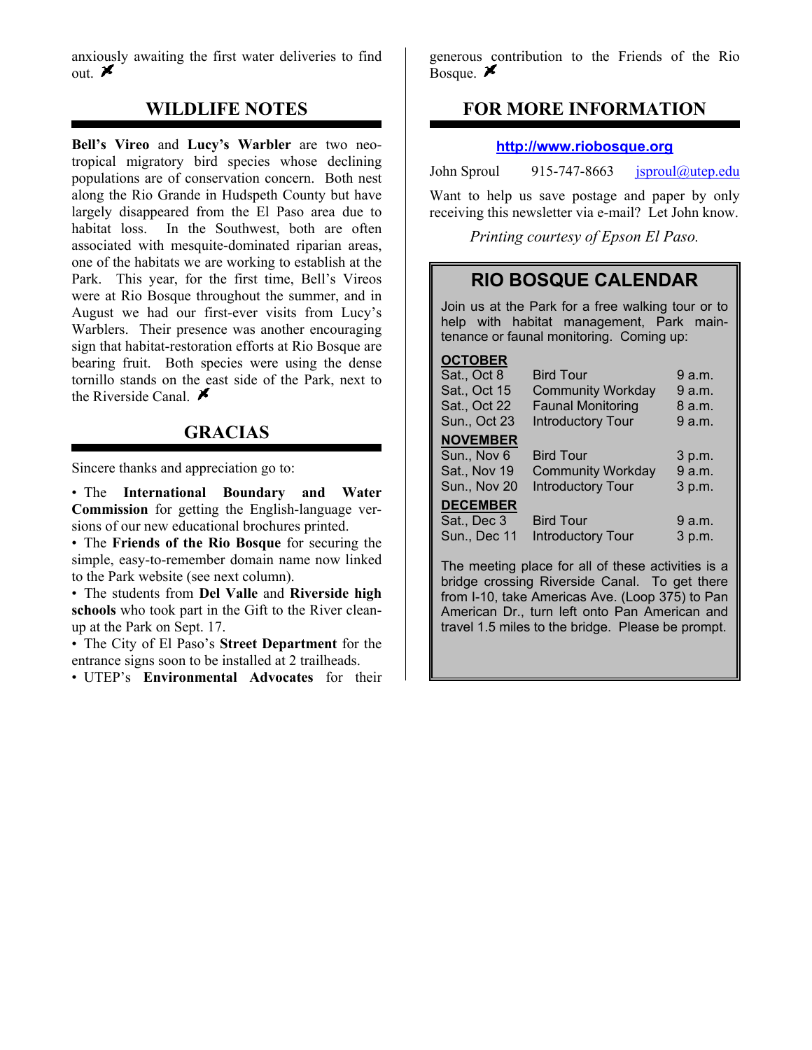anxiously awaiting the first water deliveries to find out. ✗

## WILDLIFE NOTES

**Bell's Vireo** and **Lucy's Warbler** are two neotropical migratory bird species whose declining populations are of conservation concern. Both nest along the Rio Grande in Hudspeth County but have largely disappeared from the El Paso area due to habitat loss. In the Southwest, both are often associated with mesquite-dominated riparian areas, one of the habitats we are working to establish at the Park. This year, for the first time, Bell's Vireos were at Rio Bosque throughout the summer, and in August we had our first-ever visits from Lucy's Warblers. Their presence was another encouraging sign that habitat-restoration efforts at Rio Bosque are bearing fruit. Both species were using the dense tornillo stands on the east side of the Park, next to the Riverside Canal. ✗

## GRACIAS

Sincere thanks and appreciation go to:

- The **International Boundary and Water Commission** for getting the English-language versions of our new educational brochures printed.
- The **Friends of the Rio Bosque** for securing the simple, easy-to-remember domain name now linked to the Park website (see next column).
- The students from **Del Valle** and **Riverside high schools** who took part in the Gift to the River clean-up at the Park on Sept. 17.
- The City of El Paso's **Street Department** for the entrance signs soon to be installed at 2 trailheads.
- UTEP's **Environmental Advocates** for their generous contribution to the Friends of the Rio Bosque. ✗

## FOR MORE INFORMATION

**http://www.riobosque.org**

John Sproul 915-747-8663 jsproul@utep.edu

Want to help us save postage and paper by only receiving this newsletter via e-mail? Let John know.

*Printing courtesy of Epson El Paso.*

## RIO BOSQUE CALENDAR

Join us at the Park for a free walking tour or to help with habitat management, Park maintenance or faunal monitoring. Coming up:

| | | |
|---|---|---|
| **OCTOBER** | | |
| Sat., Oct 8 | Bird Tour | 9 a.m. |
| Sat., Oct 15 | Community Workday | 9 a.m. |
| Sat., Oct 22 | Faunal Monitoring | 8 a.m. |
| Sun., Oct 23 | Introductory Tour | 9 a.m. |
| **NOVEMBER** | | |
| Sun., Nov 6 | Bird Tour | 3 p.m. |
| Sat., Nov 19 | Community Workday | 9 a.m. |
| Sun., Nov 20 | Introductory Tour | 3 p.m. |
| **DECEMBER** | | |
| Sat., Dec 3 | Bird Tour | 9 a.m. |
| Sun., Dec 11 | Introductory Tour | 3 p.m. |

The meeting place for all of these activities is a bridge crossing Riverside Canal. To get there from I-10, take Americas Ave. (Loop 375) to Pan American Dr., turn left onto Pan American and travel 1.5 miles to the bridge. Please be prompt.